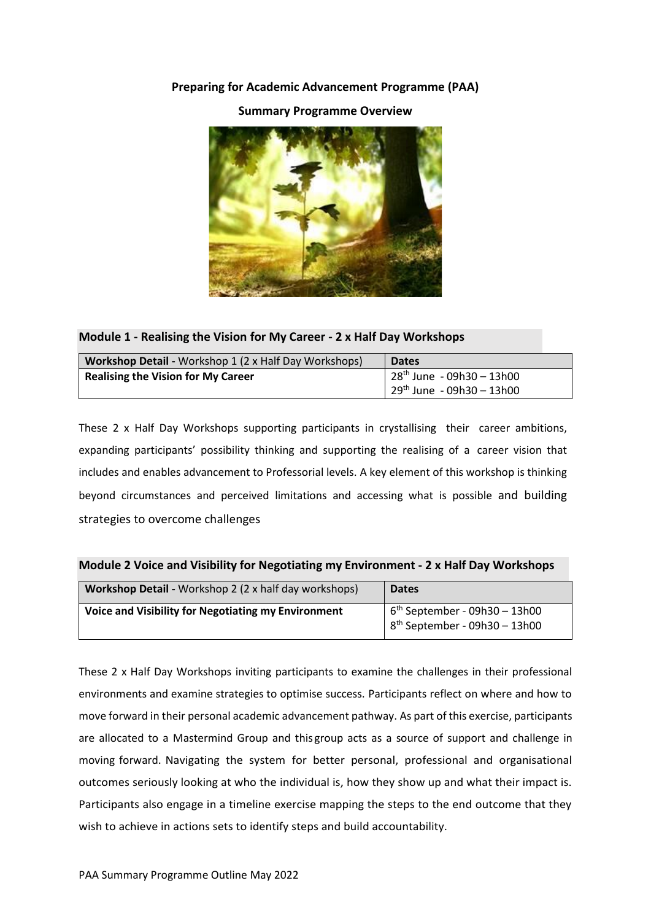**Preparing for Academic Advancement Programme (PAA)**

**Summary Programme Overview**

## Module 1 - Realising the Vision for My Career - 2 x Half Day Workshops

| **Workshop Detail -** Workshop 1 (2 x Half Day Workshops) | **Dates** |
|---|---|
| **Realising the Vision for My Career** | 28th June - 09h30 – 13h00<br>29th June - 09h30 – 13h00 |

These 2 x Half Day Workshops supporting participants in crystallising their career ambitions, expanding participants' possibility thinking and supporting the realising of a career vision that includes and enables advancement to Professorial levels. A key element of this workshop is thinking beyond circumstances and perceived limitations and accessing what is possible and building strategies to overcome challenges

## Module 2 Voice and Visibility for Negotiating my Environment - 2 x Half Day Workshops

| **Workshop Detail -** Workshop 2 (2 x half day workshops) | **Dates** |
|---|---|
| **Voice and Visibility for Negotiating my Environment** | 6th September - 09h30 – 13h00<br>8th September - 09h30 – 13h00 |

These 2 x Half Day Workshops inviting participants to examine the challenges in their professional environments and examine strategies to optimise success. Participants reflect on where and how to move forward in their personal academic advancement pathway. As part of this exercise, participants are allocated to a Mastermind Group and this group acts as a source of support and challenge in moving forward. Navigating the system for better personal, professional and organisational outcomes seriously looking at who the individual is, how they show up and what their impact is. Participants also engage in a timeline exercise mapping the steps to the end outcome that they wish to achieve in actions sets to identify steps and build accountability.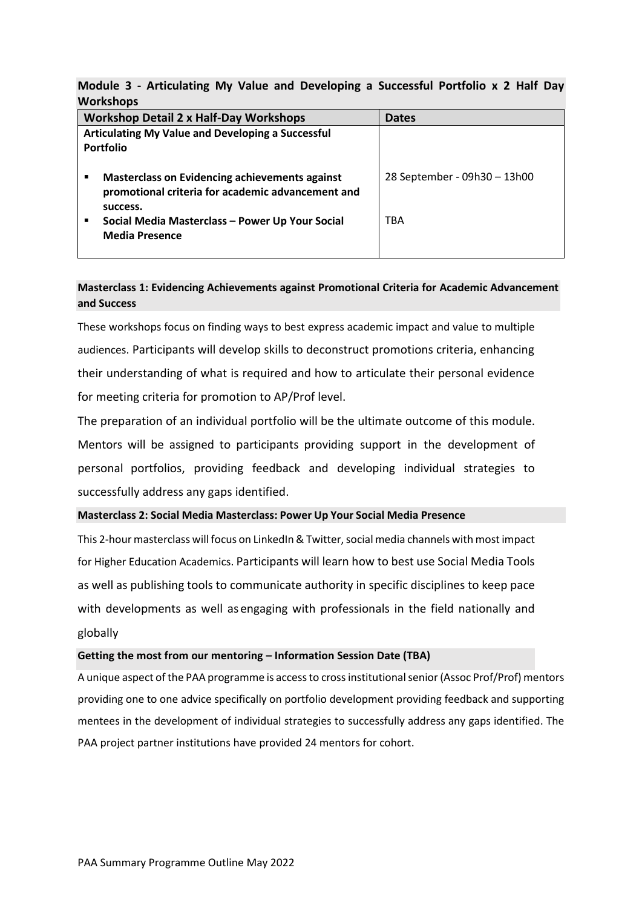## Module 3 - Articulating My Value and Developing a Successful Portfolio x 2 Half Day Workshops

| Workshop Detail 2 x Half-Day Workshops | Dates |
|---|---|
| **Articulating My Value and Developing a Successful Portfolio**<br><br>▪ **Masterclass on Evidencing achievements against promotional criteria for academic advancement and success.**<br>▪ **Social Media Masterclass – Power Up Your Social Media Presence** | <br><br>28 September - 09h30 – 13h00<br><br>TBA |

### Masterclass 1: Evidencing Achievements against Promotional Criteria for Academic Advancement and Success

These workshops focus on finding ways to best express academic impact and value to multiple audiences. Participants will develop skills to deconstruct promotions criteria, enhancing their understanding of what is required and how to articulate their personal evidence for meeting criteria for promotion to AP/Prof level.

The preparation of an individual portfolio will be the ultimate outcome of this module. Mentors will be assigned to participants providing support in the development of personal portfolios, providing feedback and developing individual strategies to successfully address any gaps identified.

### Masterclass 2: Social Media Masterclass: Power Up Your Social Media Presence

This 2-hour masterclass will focus on LinkedIn & Twitter, social media channels with most impact for Higher Education Academics. Participants will learn how to best use Social Media Tools as well as publishing tools to communicate authority in specific disciplines to keep pace with developments as well as engaging with professionals in the field nationally and globally

### Getting the most from our mentoring – Information Session Date (TBA)

A unique aspect of the PAA programme is access to cross institutional senior (Assoc Prof/Prof) mentors providing one to one advice specifically on portfolio development providing feedback and supporting mentees in the development of individual strategies to successfully address any gaps identified. The PAA project partner institutions have provided 24 mentors for cohort.